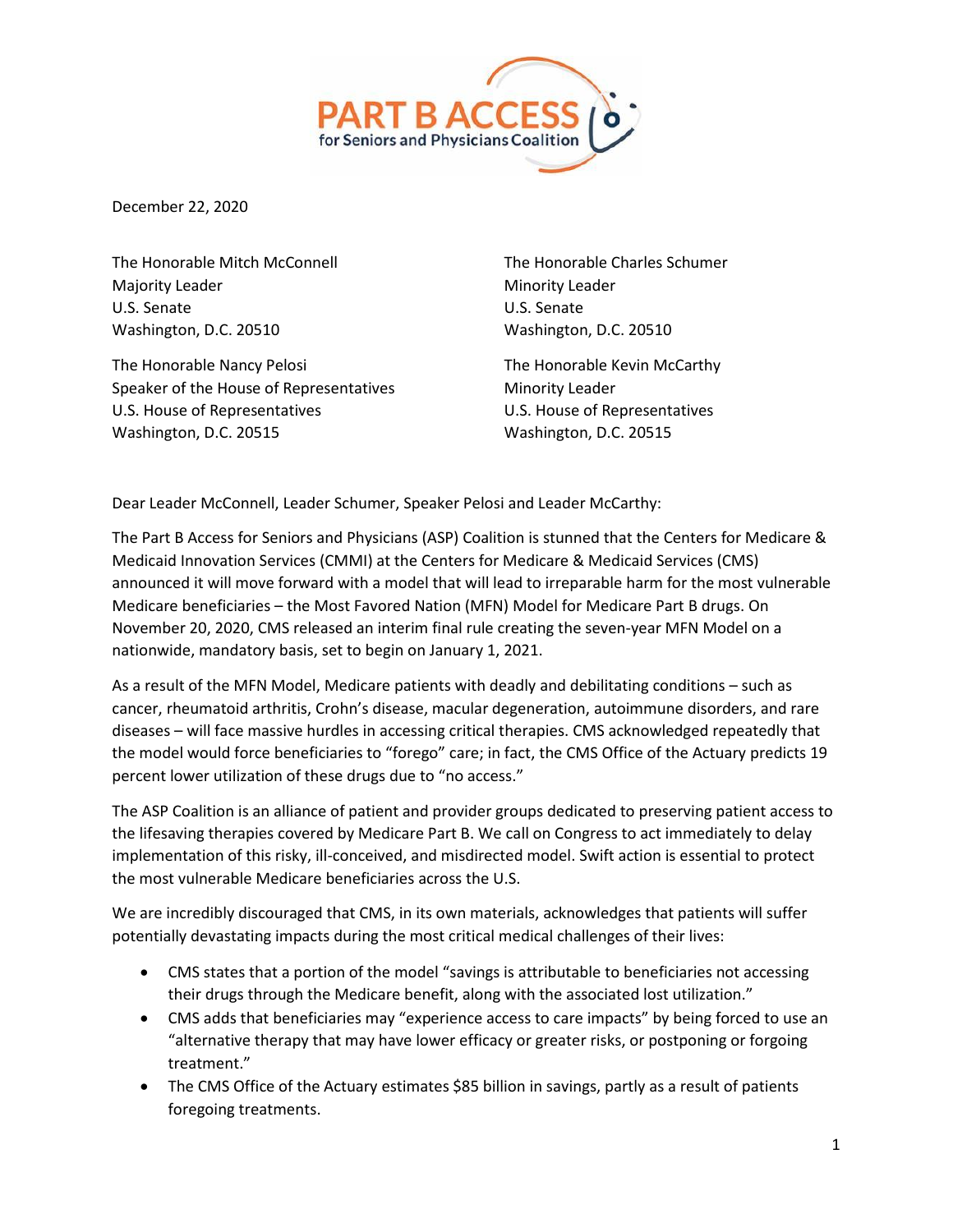PART B ACCESS for Seniors and Physicians Coalition

December 22, 2020

The Honorable Mitch McConnell
Majority Leader
U.S. Senate
Washington, D.C. 20510

The Honorable Charles Schumer
Minority Leader
U.S. Senate
Washington, D.C. 20510

The Honorable Nancy Pelosi
Speaker of the House of Representatives
U.S. House of Representatives
Washington, D.C. 20515

The Honorable Kevin McCarthy
Minority Leader
U.S. House of Representatives
Washington, D.C. 20515

Dear Leader McConnell, Leader Schumer, Speaker Pelosi and Leader McCarthy:

The Part B Access for Seniors and Physicians (ASP) Coalition is stunned that the Centers for Medicare & Medicaid Innovation Services (CMMI) at the Centers for Medicare & Medicaid Services (CMS) announced it will move forward with a model that will lead to irreparable harm for the most vulnerable Medicare beneficiaries – the Most Favored Nation (MFN) Model for Medicare Part B drugs. On November 20, 2020, CMS released an interim final rule creating the seven-year MFN Model on a nationwide, mandatory basis, set to begin on January 1, 2021.

As a result of the MFN Model, Medicare patients with deadly and debilitating conditions – such as cancer, rheumatoid arthritis, Crohn's disease, macular degeneration, autoimmune disorders, and rare diseases – will face massive hurdles in accessing critical therapies. CMS acknowledged repeatedly that the model would force beneficiaries to "forego" care; in fact, the CMS Office of the Actuary predicts 19 percent lower utilization of these drugs due to "no access."

The ASP Coalition is an alliance of patient and provider groups dedicated to preserving patient access to the lifesaving therapies covered by Medicare Part B. We call on Congress to act immediately to delay implementation of this risky, ill-conceived, and misdirected model. Swift action is essential to protect the most vulnerable Medicare beneficiaries across the U.S.

We are incredibly discouraged that CMS, in its own materials, acknowledges that patients will suffer potentially devastating impacts during the most critical medical challenges of their lives:

- CMS states that a portion of the model "savings is attributable to beneficiaries not accessing their drugs through the Medicare benefit, along with the associated lost utilization."
- CMS adds that beneficiaries may "experience access to care impacts" by being forced to use an "alternative therapy that may have lower efficacy or greater risks, or postponing or forgoing treatment."
- The CMS Office of the Actuary estimates $85 billion in savings, partly as a result of patients foregoing treatments.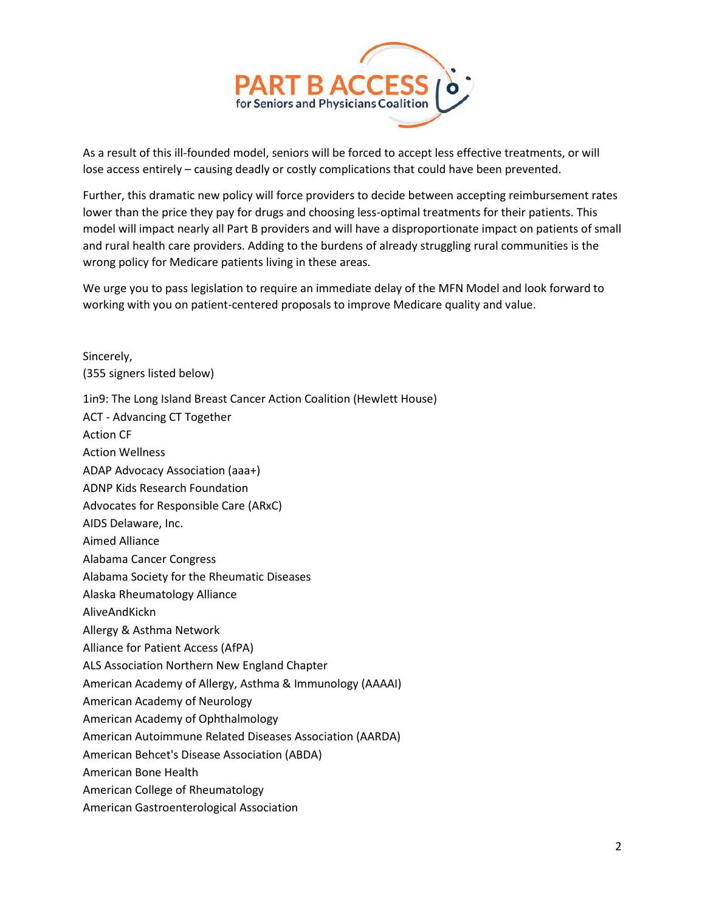As a result of this ill-founded model, seniors will be forced to accept less effective treatments, or will lose access entirely – causing deadly or costly complications that could have been prevented.

Further, this dramatic new policy will force providers to decide between accepting reimbursement rates lower than the price they pay for drugs and choosing less-optimal treatments for their patients. This model will impact nearly all Part B providers and will have a disproportionate impact on patients of small and rural health care providers. Adding to the burdens of already struggling rural communities is the wrong policy for Medicare patients living in these areas.

We urge you to pass legislation to require an immediate delay of the MFN Model and look forward to working with you on patient-centered proposals to improve Medicare quality and value.

Sincerely,
(355 signers listed below)

1in9: The Long Island Breast Cancer Action Coalition (Hewlett House)
ACT - Advancing CT Together
Action CF
Action Wellness
ADAP Advocacy Association (aaa+)
ADNP Kids Research Foundation
Advocates for Responsible Care (ARxC)
AIDS Delaware, Inc.
Aimed Alliance
Alabama Cancer Congress
Alabama Society for the Rheumatic Diseases
Alaska Rheumatology Alliance
AliveAndKickn
Allergy & Asthma Network
Alliance for Patient Access (AfPA)
ALS Association Northern New England Chapter
American Academy of Allergy, Asthma & Immunology (AAAAI)
American Academy of Neurology
American Academy of Ophthalmology
American Autoimmune Related Diseases Association (AARDA)
American Behcet's Disease Association (ABDA)
American Bone Health
American College of Rheumatology
American Gastroenterological Association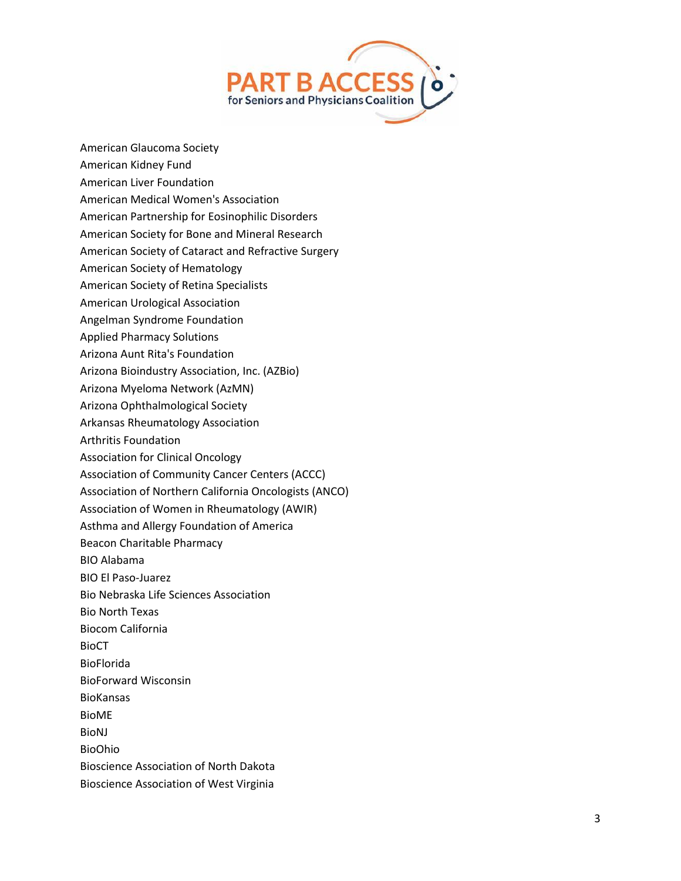American Glaucoma Society
American Kidney Fund
American Liver Foundation
American Medical Women's Association
American Partnership for Eosinophilic Disorders
American Society for Bone and Mineral Research
American Society of Cataract and Refractive Surgery
American Society of Hematology
American Society of Retina Specialists
American Urological Association
Angelman Syndrome Foundation
Applied Pharmacy Solutions
Arizona Aunt Rita's Foundation
Arizona Bioindustry Association, Inc. (AZBio)
Arizona Myeloma Network (AzMN)
Arizona Ophthalmological Society
Arkansas Rheumatology Association
Arthritis Foundation
Association for Clinical Oncology
Association of Community Cancer Centers (ACCC)
Association of Northern California Oncologists (ANCO)
Association of Women in Rheumatology (AWIR)
Asthma and Allergy Foundation of America
Beacon Charitable Pharmacy
BIO Alabama
BIO El Paso-Juarez
Bio Nebraska Life Sciences Association
Bio North Texas
Biocom California
BioCT
BioFlorida
BioForward Wisconsin
BioKansas
BioME
BioNJ
BioOhio
Bioscience Association of North Dakota
Bioscience Association of West Virginia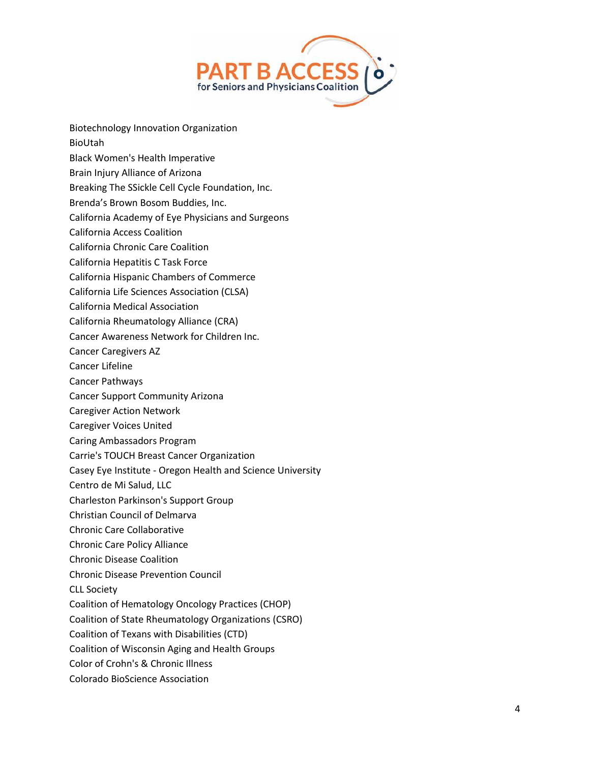Biotechnology Innovation Organization
BioUtah
Black Women's Health Imperative
Brain Injury Alliance of Arizona
Breaking The SSickle Cell Cycle Foundation, Inc.
Brenda's Brown Bosom Buddies, Inc.
California Academy of Eye Physicians and Surgeons
California Access Coalition
California Chronic Care Coalition
California Hepatitis C Task Force
California Hispanic Chambers of Commerce
California Life Sciences Association (CLSA)
California Medical Association
California Rheumatology Alliance (CRA)
Cancer Awareness Network for Children Inc.
Cancer Caregivers AZ
Cancer Lifeline
Cancer Pathways
Cancer Support Community Arizona
Caregiver Action Network
Caregiver Voices United
Caring Ambassadors Program
Carrie's TOUCH Breast Cancer Organization
Casey Eye Institute - Oregon Health and Science University
Centro de Mi Salud, LLC
Charleston Parkinson's Support Group
Christian Council of Delmarva
Chronic Care Collaborative
Chronic Care Policy Alliance
Chronic Disease Coalition
Chronic Disease Prevention Council
CLL Society
Coalition of Hematology Oncology Practices (CHOP)
Coalition of State Rheumatology Organizations (CSRO)
Coalition of Texans with Disabilities (CTD)
Coalition of Wisconsin Aging and Health Groups
Color of Crohn's & Chronic Illness
Colorado BioScience Association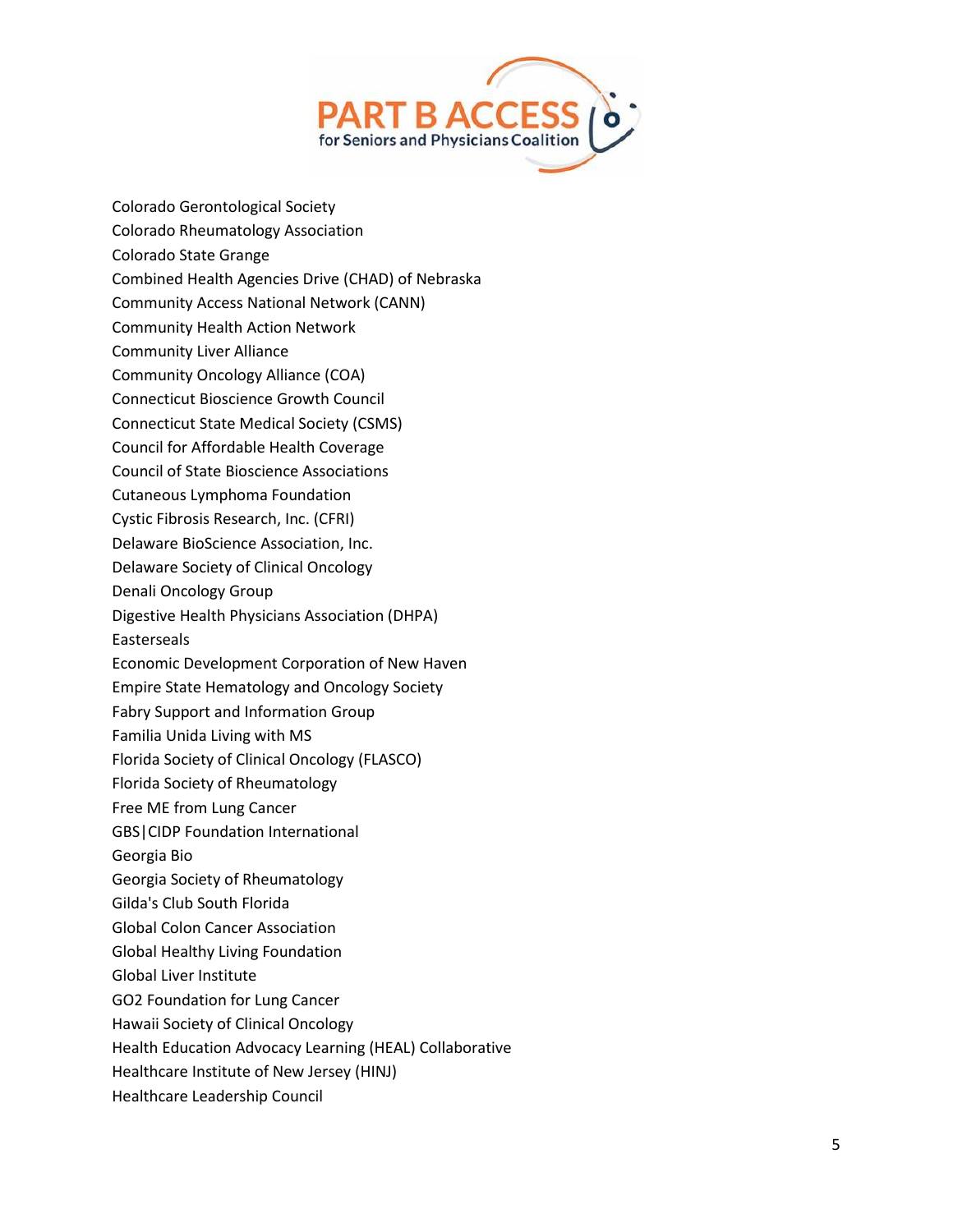Colorado Gerontological Society
Colorado Rheumatology Association
Colorado State Grange
Combined Health Agencies Drive (CHAD) of Nebraska
Community Access National Network (CANN)
Community Health Action Network
Community Liver Alliance
Community Oncology Alliance (COA)
Connecticut Bioscience Growth Council
Connecticut State Medical Society (CSMS)
Council for Affordable Health Coverage
Council of State Bioscience Associations
Cutaneous Lymphoma Foundation
Cystic Fibrosis Research, Inc. (CFRI)
Delaware BioScience Association, Inc.
Delaware Society of Clinical Oncology
Denali Oncology Group
Digestive Health Physicians Association (DHPA)
Easterseals
Economic Development Corporation of New Haven
Empire State Hematology and Oncology Society
Fabry Support and Information Group
Familia Unida Living with MS
Florida Society of Clinical Oncology (FLASCO)
Florida Society of Rheumatology
Free ME from Lung Cancer
GBS|CIDP Foundation International
Georgia Bio
Georgia Society of Rheumatology
Gilda's Club South Florida
Global Colon Cancer Association
Global Healthy Living Foundation
Global Liver Institute
GO2 Foundation for Lung Cancer
Hawaii Society of Clinical Oncology
Health Education Advocacy Learning (HEAL) Collaborative
Healthcare Institute of New Jersey (HINJ)
Healthcare Leadership Council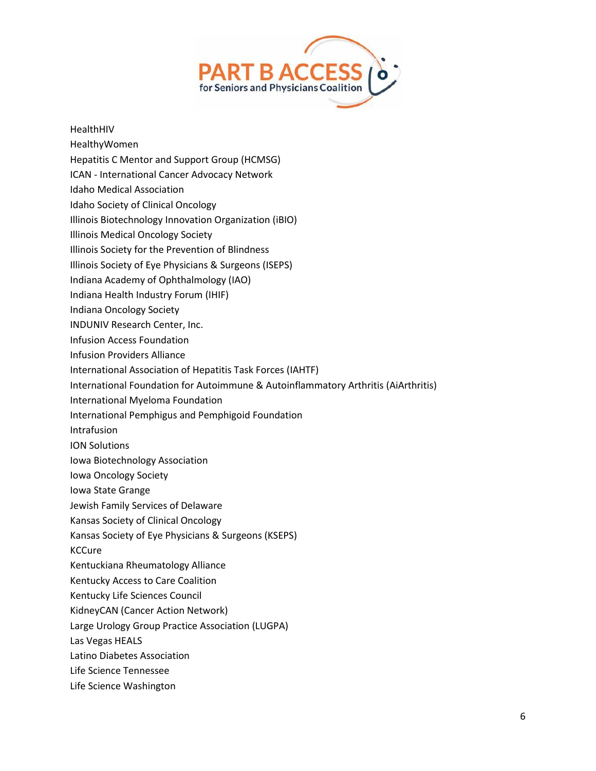HealthHIV
HealthyWomen
Hepatitis C Mentor and Support Group (HCMSG)
ICAN - International Cancer Advocacy Network
Idaho Medical Association
Idaho Society of Clinical Oncology
Illinois Biotechnology Innovation Organization (iBIO)
Illinois Medical Oncology Society
Illinois Society for the Prevention of Blindness
Illinois Society of Eye Physicians & Surgeons (ISEPS)
Indiana Academy of Ophthalmology (IAO)
Indiana Health Industry Forum (IHIF)
Indiana Oncology Society
INDUNIV Research Center, Inc.
Infusion Access Foundation
Infusion Providers Alliance
International Association of Hepatitis Task Forces (IAHTF)
International Foundation for Autoimmune & Autoinflammatory Arthritis (AiArthritis)
International Myeloma Foundation
International Pemphigus and Pemphigoid Foundation
Intrafusion
ION Solutions
Iowa Biotechnology Association
Iowa Oncology Society
Iowa State Grange
Jewish Family Services of Delaware
Kansas Society of Clinical Oncology
Kansas Society of Eye Physicians & Surgeons (KSEPS)
KCCure
Kentuckiana Rheumatology Alliance
Kentucky Access to Care Coalition
Kentucky Life Sciences Council
KidneyCAN (Cancer Action Network)
Large Urology Group Practice Association (LUGPA)
Las Vegas HEALS
Latino Diabetes Association
Life Science Tennessee
Life Science Washington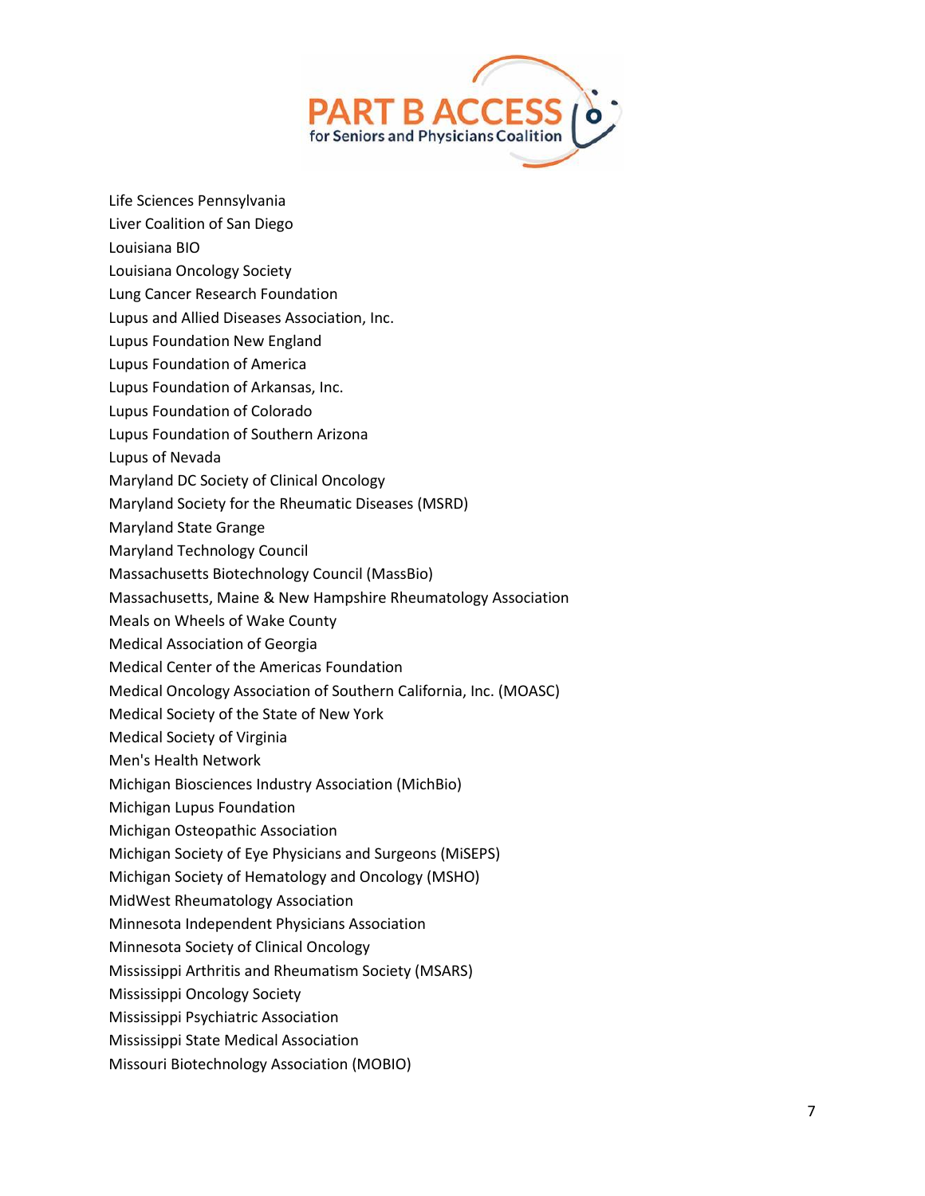Life Sciences Pennsylvania
Liver Coalition of San Diego
Louisiana BIO
Louisiana Oncology Society
Lung Cancer Research Foundation
Lupus and Allied Diseases Association, Inc.
Lupus Foundation New England
Lupus Foundation of America
Lupus Foundation of Arkansas, Inc.
Lupus Foundation of Colorado
Lupus Foundation of Southern Arizona
Lupus of Nevada
Maryland DC Society of Clinical Oncology
Maryland Society for the Rheumatic Diseases (MSRD)
Maryland State Grange
Maryland Technology Council
Massachusetts Biotechnology Council (MassBio)
Massachusetts, Maine & New Hampshire Rheumatology Association
Meals on Wheels of Wake County
Medical Association of Georgia
Medical Center of the Americas Foundation
Medical Oncology Association of Southern California, Inc. (MOASC)
Medical Society of the State of New York
Medical Society of Virginia
Men's Health Network
Michigan Biosciences Industry Association (MichBio)
Michigan Lupus Foundation
Michigan Osteopathic Association
Michigan Society of Eye Physicians and Surgeons (MiSEPS)
Michigan Society of Hematology and Oncology (MSHO)
MidWest Rheumatology Association
Minnesota Independent Physicians Association
Minnesota Society of Clinical Oncology
Mississippi Arthritis and Rheumatism Society (MSARS)
Mississippi Oncology Society
Mississippi Psychiatric Association
Mississippi State Medical Association
Missouri Biotechnology Association (MOBIO)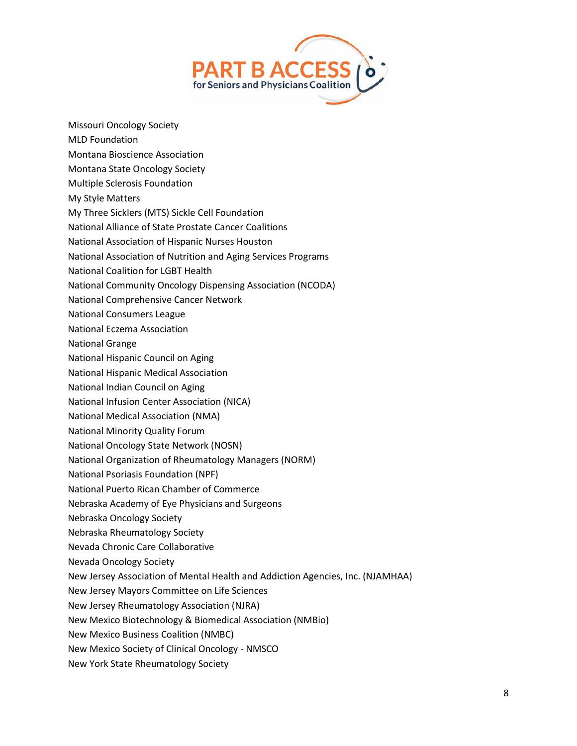Missouri Oncology Society
MLD Foundation
Montana Bioscience Association
Montana State Oncology Society
Multiple Sclerosis Foundation
My Style Matters
My Three Sicklers (MTS) Sickle Cell Foundation
National Alliance of State Prostate Cancer Coalitions
National Association of Hispanic Nurses Houston
National Association of Nutrition and Aging Services Programs
National Coalition for LGBT Health
National Community Oncology Dispensing Association (NCODA)
National Comprehensive Cancer Network
National Consumers League
National Eczema Association
National Grange
National Hispanic Council on Aging
National Hispanic Medical Association
National Indian Council on Aging
National Infusion Center Association (NICA)
National Medical Association (NMA)
National Minority Quality Forum
National Oncology State Network (NOSN)
National Organization of Rheumatology Managers (NORM)
National Psoriasis Foundation (NPF)
National Puerto Rican Chamber of Commerce
Nebraska Academy of Eye Physicians and Surgeons
Nebraska Oncology Society
Nebraska Rheumatology Society
Nevada Chronic Care Collaborative
Nevada Oncology Society
New Jersey Association of Mental Health and Addiction Agencies, Inc. (NJAMHAA)
New Jersey Mayors Committee on Life Sciences
New Jersey Rheumatology Association (NJRA)
New Mexico Biotechnology & Biomedical Association (NMBio)
New Mexico Business Coalition (NMBC)
New Mexico Society of Clinical Oncology - NMSCO
New York State Rheumatology Society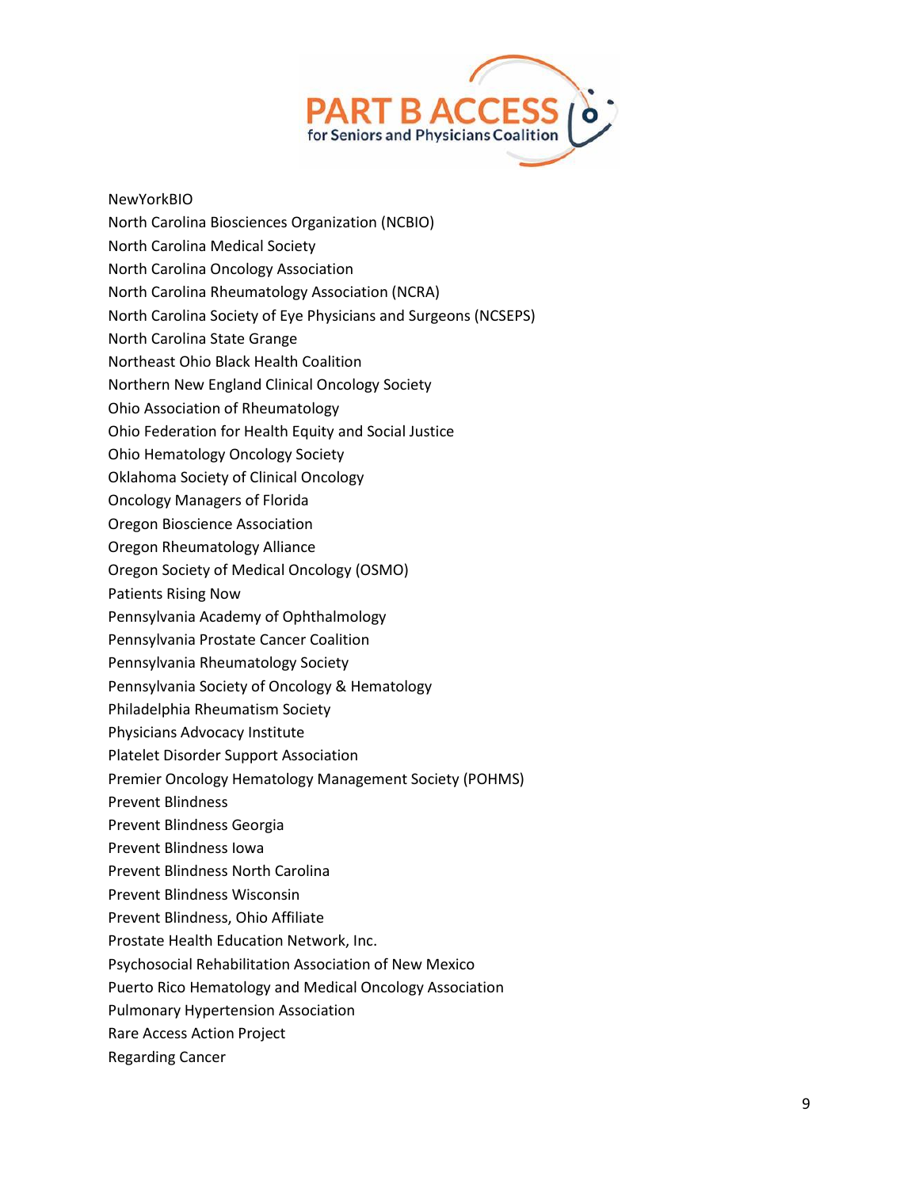NewYorkBIO
North Carolina Biosciences Organization (NCBIO)
North Carolina Medical Society
North Carolina Oncology Association
North Carolina Rheumatology Association (NCRA)
North Carolina Society of Eye Physicians and Surgeons (NCSEPS)
North Carolina State Grange
Northeast Ohio Black Health Coalition
Northern New England Clinical Oncology Society
Ohio Association of Rheumatology
Ohio Federation for Health Equity and Social Justice
Ohio Hematology Oncology Society
Oklahoma Society of Clinical Oncology
Oncology Managers of Florida
Oregon Bioscience Association
Oregon Rheumatology Alliance
Oregon Society of Medical Oncology (OSMO)
Patients Rising Now
Pennsylvania Academy of Ophthalmology
Pennsylvania Prostate Cancer Coalition
Pennsylvania Rheumatology Society
Pennsylvania Society of Oncology & Hematology
Philadelphia Rheumatism Society
Physicians Advocacy Institute
Platelet Disorder Support Association
Premier Oncology Hematology Management Society (POHMS)
Prevent Blindness
Prevent Blindness Georgia
Prevent Blindness Iowa
Prevent Blindness North Carolina
Prevent Blindness Wisconsin
Prevent Blindness, Ohio Affiliate
Prostate Health Education Network, Inc.
Psychosocial Rehabilitation Association of New Mexico
Puerto Rico Hematology and Medical Oncology Association
Pulmonary Hypertension Association
Rare Access Action Project
Regarding Cancer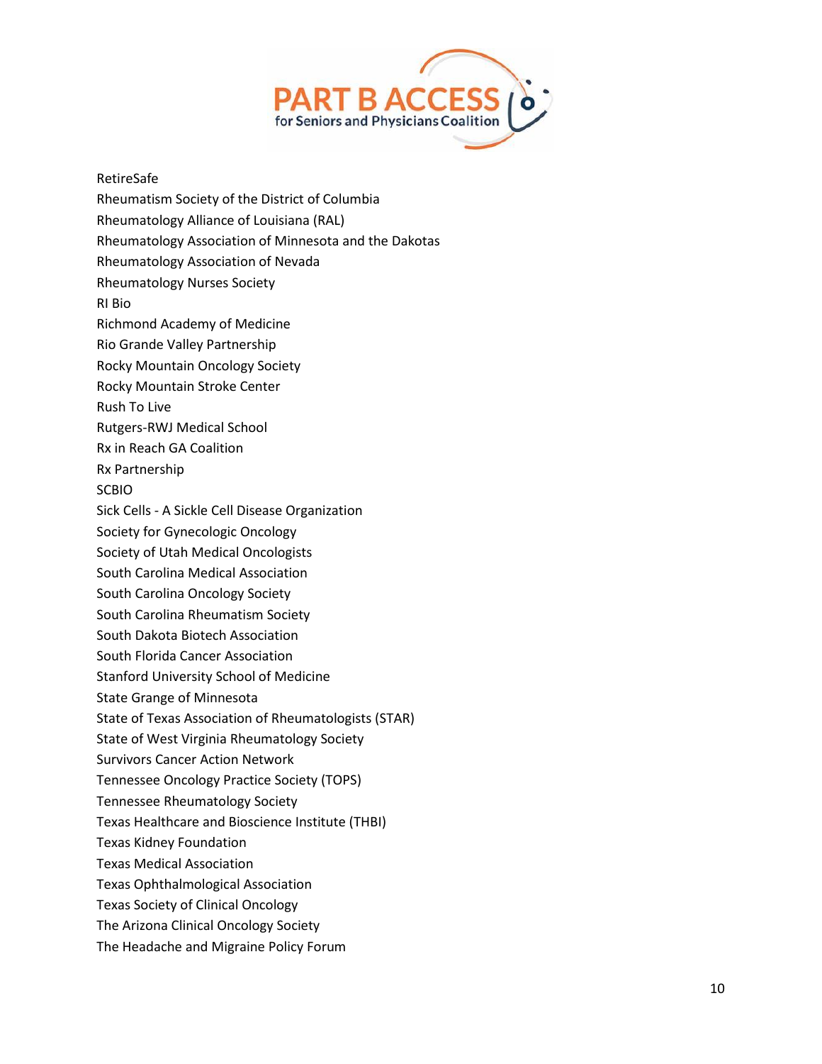RetireSafe
Rheumatism Society of the District of Columbia
Rheumatology Alliance of Louisiana (RAL)
Rheumatology Association of Minnesota and the Dakotas
Rheumatology Association of Nevada
Rheumatology Nurses Society
RI Bio
Richmond Academy of Medicine
Rio Grande Valley Partnership
Rocky Mountain Oncology Society
Rocky Mountain Stroke Center
Rush To Live
Rutgers-RWJ Medical School
Rx in Reach GA Coalition
Rx Partnership
SCBIO
Sick Cells - A Sickle Cell Disease Organization
Society for Gynecologic Oncology
Society of Utah Medical Oncologists
South Carolina Medical Association
South Carolina Oncology Society
South Carolina Rheumatism Society
South Dakota Biotech Association
South Florida Cancer Association
Stanford University School of Medicine
State Grange of Minnesota
State of Texas Association of Rheumatologists (STAR)
State of West Virginia Rheumatology Society
Survivors Cancer Action Network
Tennessee Oncology Practice Society (TOPS)
Tennessee Rheumatology Society
Texas Healthcare and Bioscience Institute (THBI)
Texas Kidney Foundation
Texas Medical Association
Texas Ophthalmological Association
Texas Society of Clinical Oncology
The Arizona Clinical Oncology Society
The Headache and Migraine Policy Forum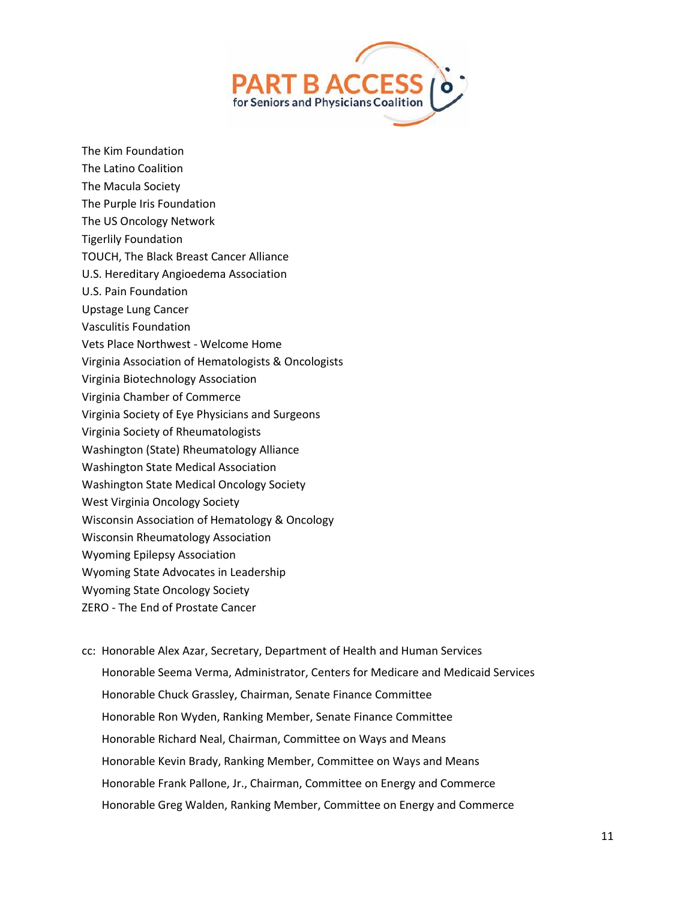The Kim Foundation
The Latino Coalition
The Macula Society
The Purple Iris Foundation
The US Oncology Network
Tigerlily Foundation
TOUCH, The Black Breast Cancer Alliance
U.S. Hereditary Angioedema Association
U.S. Pain Foundation
Upstage Lung Cancer
Vasculitis Foundation
Vets Place Northwest - Welcome Home
Virginia Association of Hematologists & Oncologists
Virginia Biotechnology Association
Virginia Chamber of Commerce
Virginia Society of Eye Physicians and Surgeons
Virginia Society of Rheumatologists
Washington (State) Rheumatology Alliance
Washington State Medical Association
Washington State Medical Oncology Society
West Virginia Oncology Society
Wisconsin Association of Hematology & Oncology
Wisconsin Rheumatology Association
Wyoming Epilepsy Association
Wyoming State Advocates in Leadership
Wyoming State Oncology Society
ZERO - The End of Prostate Cancer

cc: Honorable Alex Azar, Secretary, Department of Health and Human Services
Honorable Seema Verma, Administrator, Centers for Medicare and Medicaid Services
Honorable Chuck Grassley, Chairman, Senate Finance Committee
Honorable Ron Wyden, Ranking Member, Senate Finance Committee
Honorable Richard Neal, Chairman, Committee on Ways and Means
Honorable Kevin Brady, Ranking Member, Committee on Ways and Means
Honorable Frank Pallone, Jr., Chairman, Committee on Energy and Commerce
Honorable Greg Walden, Ranking Member, Committee on Energy and Commerce